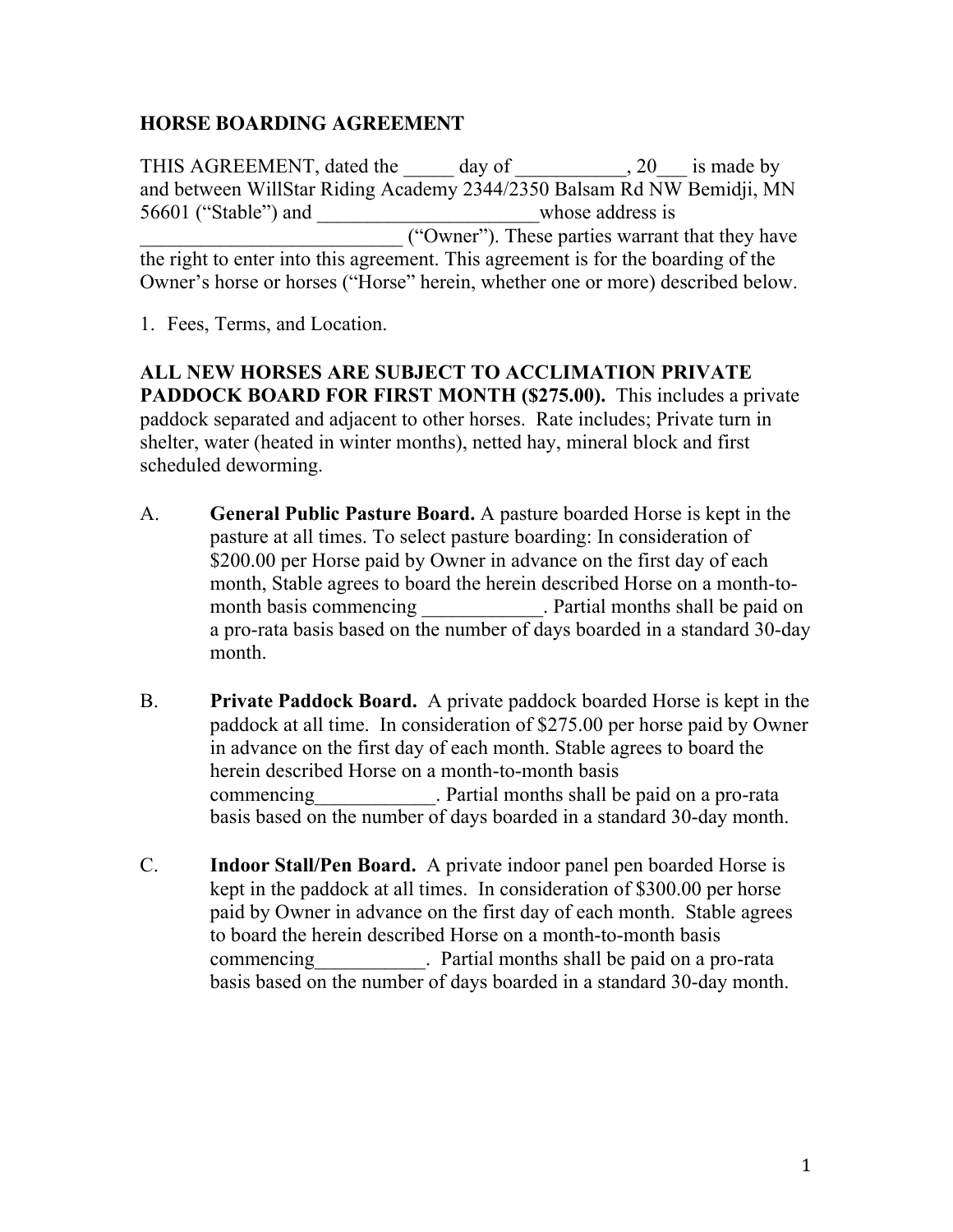# HORSE BOARDING AGREEMENT

THIS AGREEMENT, dated the _____ day of ___________, 20___ is made by and between WillStar Riding Academy 2344/2350 Balsam Rd NW Bemidji, MN 56601 ("Stable") and ______________________whose address is __________________________ ("Owner"). These parties warrant that they have the right to enter into this agreement. This agreement is for the boarding of the Owner's horse or horses ("Horse" herein, whether one or more) described below.

1. Fees, Terms, and Location.

**ALL NEW HORSES ARE SUBJECT TO ACCLIMATION PRIVATE PADDOCK BOARD FOR FIRST MONTH ($275.00).** This includes a private paddock separated and adjacent to other horses. Rate includes; Private turn in shelter, water (heated in winter months), netted hay, mineral block and first scheduled deworming.

A. **General Public Pasture Board.** A pasture boarded Horse is kept in the pasture at all times. To select pasture boarding: In consideration of $200.00 per Horse paid by Owner in advance on the first day of each month, Stable agrees to board the herein described Horse on a month-to-month basis commencing ____________. Partial months shall be paid on a pro-rata basis based on the number of days boarded in a standard 30-day month.

B. **Private Paddock Board.** A private paddock boarded Horse is kept in the paddock at all time. In consideration of $275.00 per horse paid by Owner in advance on the first day of each month. Stable agrees to board the herein described Horse on a month-to-month basis commencing____________. Partial months shall be paid on a pro-rata basis based on the number of days boarded in a standard 30-day month.

C. **Indoor Stall/Pen Board.** A private indoor panel pen boarded Horse is kept in the paddock at all times. In consideration of $300.00 per horse paid by Owner in advance on the first day of each month. Stable agrees to board the herein described Horse on a month-to-month basis commencing___________. Partial months shall be paid on a pro-rata basis based on the number of days boarded in a standard 30-day month.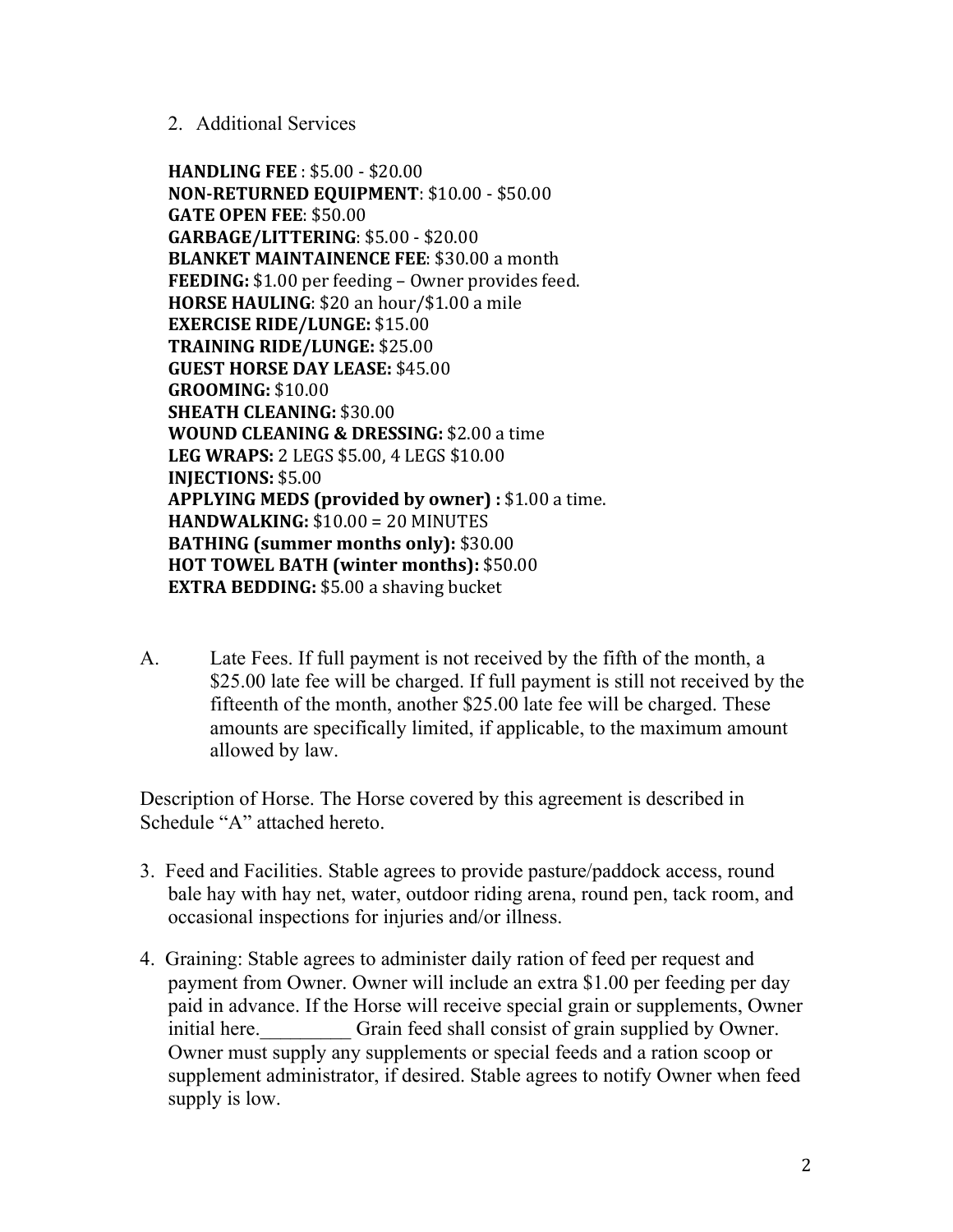2. Additional Services

**HANDLING FEE** : $5.00 - $20.00
**NON-RETURNED EQUIPMENT**: $10.00 - $50.00
**GATE OPEN FEE**: $50.00
**GARBAGE/LITTERING**: $5.00 - $20.00
**BLANKET MAINTAINENCE FEE**: $30.00 a month
**FEEDING:** $1.00 per feeding – Owner provides feed.
**HORSE HAULING**: $20 an hour/$1.00 a mile
**EXERCISE RIDE/LUNGE:** $15.00
**TRAINING RIDE/LUNGE:** $25.00
**GUEST HORSE DAY LEASE:** $45.00
**GROOMING:** $10.00
**SHEATH CLEANING:** $30.00
**WOUND CLEANING & DRESSING:** $2.00 a time
**LEG WRAPS:** 2 LEGS $5.00, 4 LEGS $10.00
**INJECTIONS:** $5.00
**APPLYING MEDS (provided by owner) :** $1.00 a time.
**HANDWALKING:** $10.00 = 20 MINUTES
**BATHING (summer months only):** $30.00
**HOT TOWEL BATH (winter months):** $50.00
**EXTRA BEDDING:** $5.00 a shaving bucket

A. Late Fees. If full payment is not received by the fifth of the month, a $25.00 late fee will be charged. If full payment is still not received by the fifteenth of the month, another $25.00 late fee will be charged. These amounts are specifically limited, if applicable, to the maximum amount allowed by law.

Description of Horse. The Horse covered by this agreement is described in Schedule "A" attached hereto.

3. Feed and Facilities. Stable agrees to provide pasture/paddock access, round bale hay with hay net, water, outdoor riding arena, round pen, tack room, and occasional inspections for injuries and/or illness.

4. Graining: Stable agrees to administer daily ration of feed per request and payment from Owner. Owner will include an extra $1.00 per feeding per day paid in advance. If the Horse will receive special grain or supplements, Owner initial here.\_\_\_\_\_\_\_\_\_ Grain feed shall consist of grain supplied by Owner. Owner must supply any supplements or special feeds and a ration scoop or supplement administrator, if desired. Stable agrees to notify Owner when feed supply is low.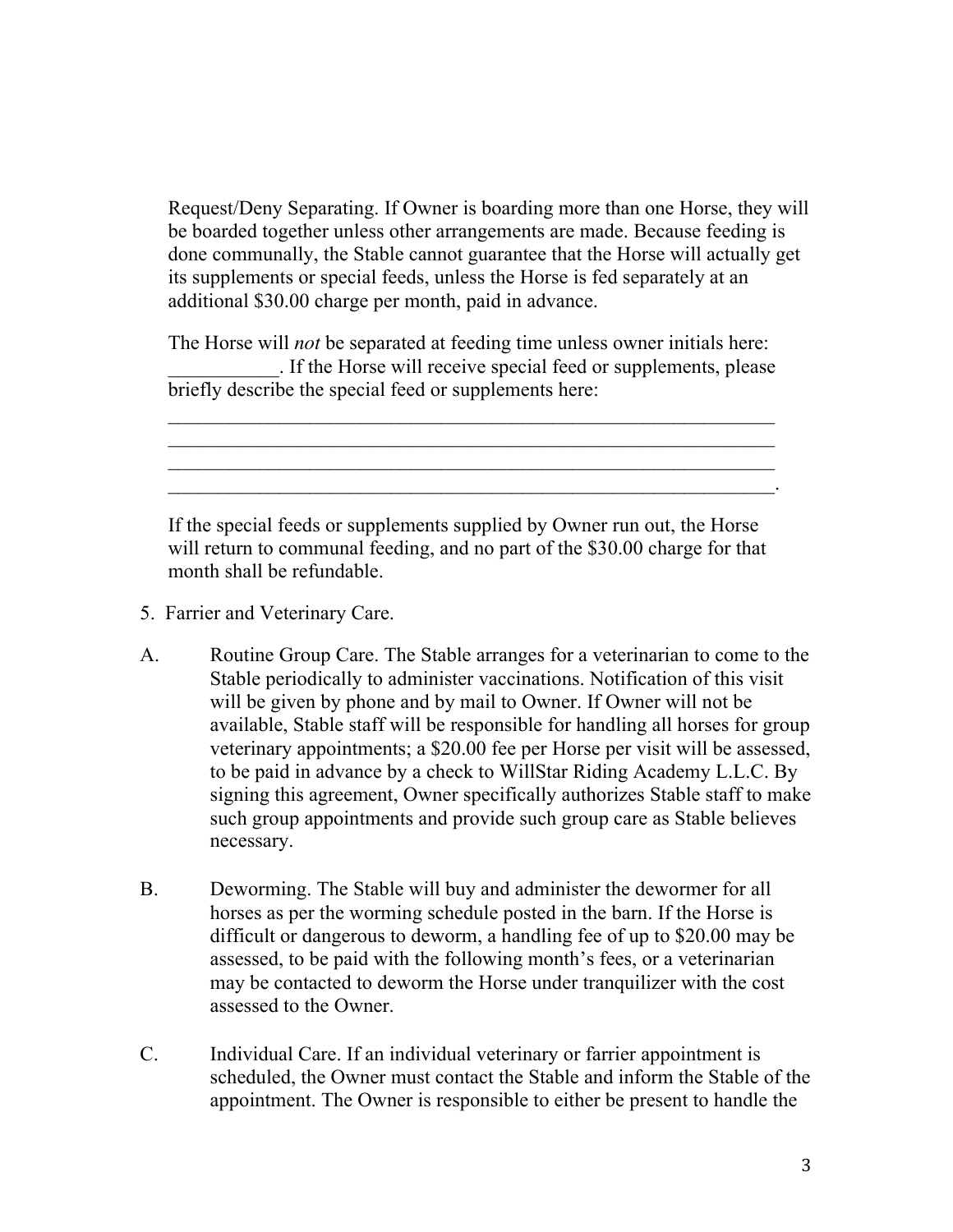Request/Deny Separating. If Owner is boarding more than one Horse, they will be boarded together unless other arrangements are made. Because feeding is done communally, the Stable cannot guarantee that the Horse will actually get its supplements or special feeds, unless the Horse is fed separately at an additional $30.00 charge per month, paid in advance.

The Horse will *not* be separated at feeding time unless owner initials here: ___________. If the Horse will receive special feed or supplements, please briefly describe the special feed or supplements here:

_________________________________________________________________
_________________________________________________________________
_________________________________________________________________
_________________________________________________________________.

If the special feeds or supplements supplied by Owner run out, the Horse will return to communal feeding, and no part of the $30.00 charge for that month shall be refundable.

5. Farrier and Veterinary Care.

A. Routine Group Care. The Stable arranges for a veterinarian to come to the Stable periodically to administer vaccinations. Notification of this visit will be given by phone and by mail to Owner. If Owner will not be available, Stable staff will be responsible for handling all horses for group veterinary appointments; a $20.00 fee per Horse per visit will be assessed, to be paid in advance by a check to WillStar Riding Academy L.L.C. By signing this agreement, Owner specifically authorizes Stable staff to make such group appointments and provide such group care as Stable believes necessary.

B. Deworming. The Stable will buy and administer the dewormer for all horses as per the worming schedule posted in the barn. If the Horse is difficult or dangerous to deworm, a handling fee of up to $20.00 may be assessed, to be paid with the following month's fees, or a veterinarian may be contacted to deworm the Horse under tranquilizer with the cost assessed to the Owner.

C. Individual Care. If an individual veterinary or farrier appointment is scheduled, the Owner must contact the Stable and inform the Stable of the appointment. The Owner is responsible to either be present to handle the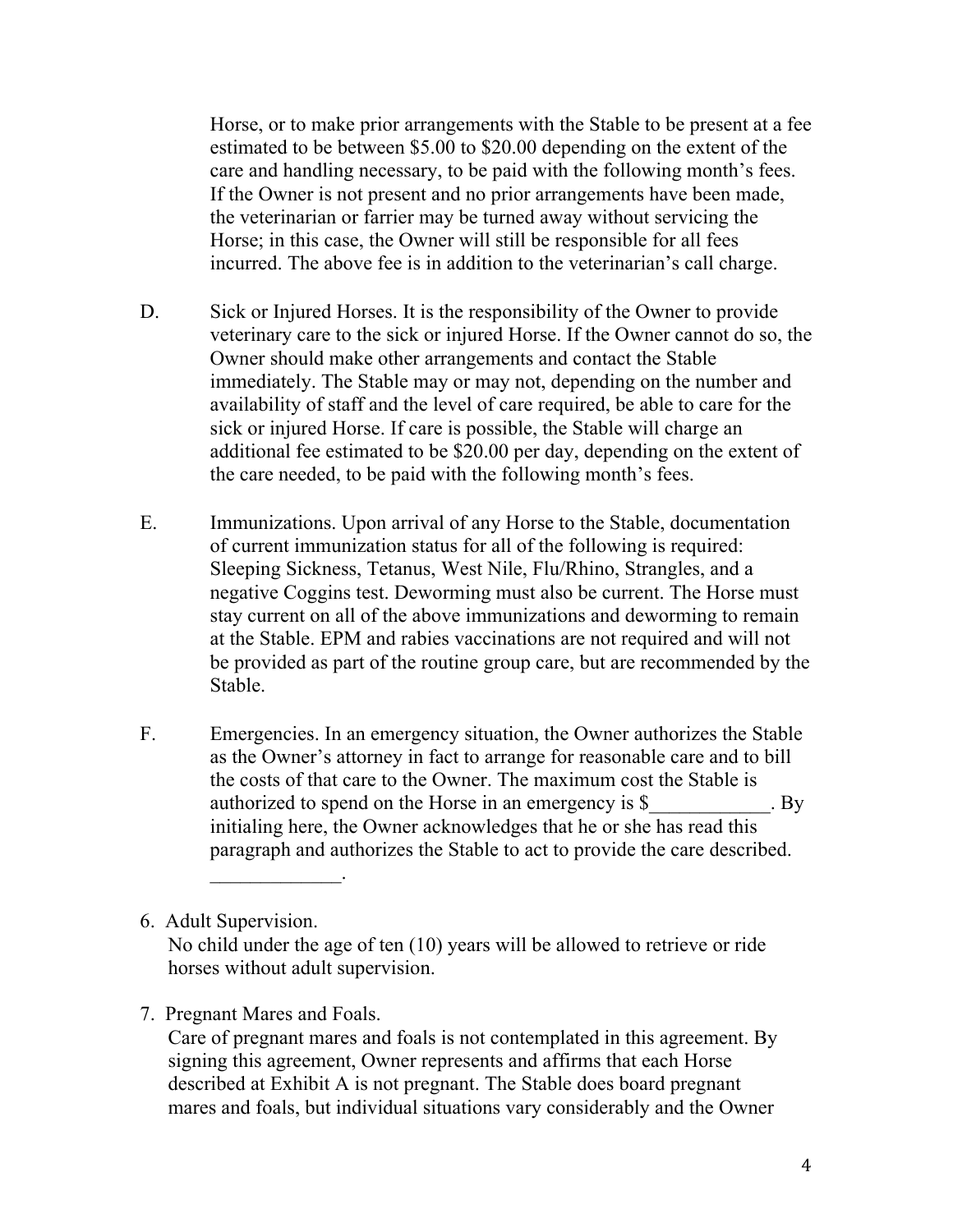Horse, or to make prior arrangements with the Stable to be present at a fee estimated to be between $5.00 to $20.00 depending on the extent of the care and handling necessary, to be paid with the following month's fees. If the Owner is not present and no prior arrangements have been made, the veterinarian or farrier may be turned away without servicing the Horse; in this case, the Owner will still be responsible for all fees incurred. The above fee is in addition to the veterinarian's call charge.

D. Sick or Injured Horses. It is the responsibility of the Owner to provide veterinary care to the sick or injured Horse. If the Owner cannot do so, the Owner should make other arrangements and contact the Stable immediately. The Stable may or may not, depending on the number and availability of staff and the level of care required, be able to care for the sick or injured Horse. If care is possible, the Stable will charge an additional fee estimated to be $20.00 per day, depending on the extent of the care needed, to be paid with the following month's fees.

E. Immunizations. Upon arrival of any Horse to the Stable, documentation of current immunization status for all of the following is required: Sleeping Sickness, Tetanus, West Nile, Flu/Rhino, Strangles, and a negative Coggins test. Deworming must also be current. The Horse must stay current on all of the above immunizations and deworming to remain at the Stable. EPM and rabies vaccinations are not required and will not be provided as part of the routine group care, but are recommended by the Stable.

F. Emergencies. In an emergency situation, the Owner authorizes the Stable as the Owner's attorney in fact to arrange for reasonable care and to bill the costs of that care to the Owner. The maximum cost the Stable is authorized to spend on the Horse in an emergency is $____________. By initialing here, the Owner acknowledges that he or she has read this paragraph and authorizes the Stable to act to provide the care described. _____________.

6. Adult Supervision.
   No child under the age of ten (10) years will be allowed to retrieve or ride horses without adult supervision.

7. Pregnant Mares and Foals.
   Care of pregnant mares and foals is not contemplated in this agreement. By signing this agreement, Owner represents and affirms that each Horse described at Exhibit A is not pregnant. The Stable does board pregnant mares and foals, but individual situations vary considerably and the Owner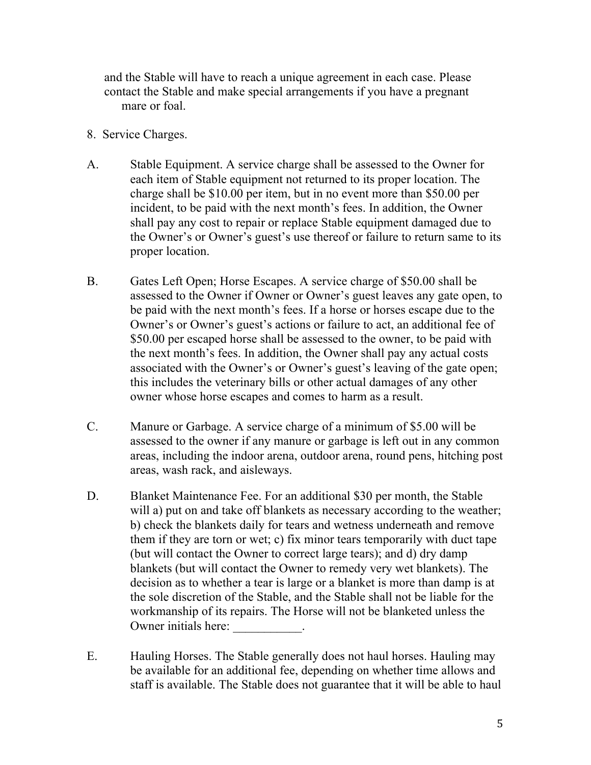and the Stable will have to reach a unique agreement in each case. Please contact the Stable and make special arrangements if you have a pregnant mare or foal.

8. Service Charges.

A. Stable Equipment. A service charge shall be assessed to the Owner for each item of Stable equipment not returned to its proper location. The charge shall be $10.00 per item, but in no event more than $50.00 per incident, to be paid with the next month's fees. In addition, the Owner shall pay any cost to repair or replace Stable equipment damaged due to the Owner's or Owner's guest's use thereof or failure to return same to its proper location.

B. Gates Left Open; Horse Escapes. A service charge of $50.00 shall be assessed to the Owner if Owner or Owner's guest leaves any gate open, to be paid with the next month's fees. If a horse or horses escape due to the Owner's or Owner's guest's actions or failure to act, an additional fee of $50.00 per escaped horse shall be assessed to the owner, to be paid with the next month's fees. In addition, the Owner shall pay any actual costs associated with the Owner's or Owner's guest's leaving of the gate open; this includes the veterinary bills or other actual damages of any other owner whose horse escapes and comes to harm as a result.

C. Manure or Garbage. A service charge of a minimum of $5.00 will be assessed to the owner if any manure or garbage is left out in any common areas, including the indoor arena, outdoor arena, round pens, hitching post areas, wash rack, and aisleways.

D. Blanket Maintenance Fee. For an additional $30 per month, the Stable will a) put on and take off blankets as necessary according to the weather; b) check the blankets daily for tears and wetness underneath and remove them if they are torn or wet; c) fix minor tears temporarily with duct tape (but will contact the Owner to correct large tears); and d) dry damp blankets (but will contact the Owner to remedy very wet blankets). The decision as to whether a tear is large or a blanket is more than damp is at the sole discretion of the Stable, and the Stable shall not be liable for the workmanship of its repairs. The Horse will not be blanketed unless the Owner initials here: ___________.

E. Hauling Horses. The Stable generally does not haul horses. Hauling may be available for an additional fee, depending on whether time allows and staff is available. The Stable does not guarantee that it will be able to haul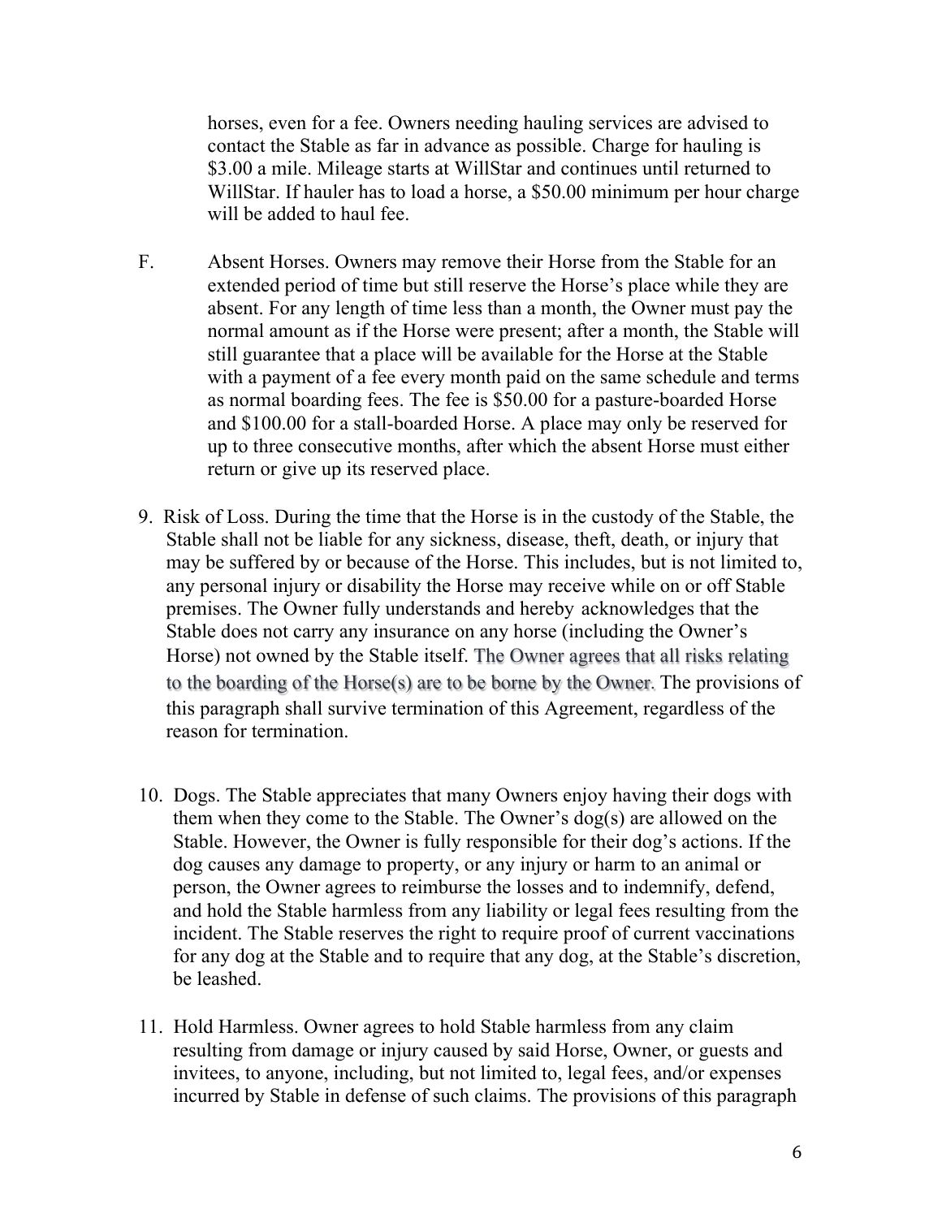horses, even for a fee. Owners needing hauling services are advised to contact the Stable as far in advance as possible. Charge for hauling is $3.00 a mile. Mileage starts at WillStar and continues until returned to WillStar. If hauler has to load a horse, a $50.00 minimum per hour charge will be added to haul fee.

F. Absent Horses. Owners may remove their Horse from the Stable for an extended period of time but still reserve the Horse's place while they are absent. For any length of time less than a month, the Owner must pay the normal amount as if the Horse were present; after a month, the Stable will still guarantee that a place will be available for the Horse at the Stable with a payment of a fee every month paid on the same schedule and terms as normal boarding fees. The fee is $50.00 for a pasture-boarded Horse and $100.00 for a stall-boarded Horse. A place may only be reserved for up to three consecutive months, after which the absent Horse must either return or give up its reserved place.

9. Risk of Loss. During the time that the Horse is in the custody of the Stable, the Stable shall not be liable for any sickness, disease, theft, death, or injury that may be suffered by or because of the Horse. This includes, but is not limited to, any personal injury or disability the Horse may receive while on or off Stable premises. The Owner fully understands and hereby acknowledges that the Stable does not carry any insurance on any horse (including the Owner's Horse) not owned by the Stable itself. The Owner agrees that all risks relating to the boarding of the Horse(s) are to be borne by the Owner. The provisions of this paragraph shall survive termination of this Agreement, regardless of the reason for termination.

10. Dogs. The Stable appreciates that many Owners enjoy having their dogs with them when they come to the Stable. The Owner's dog(s) are allowed on the Stable. However, the Owner is fully responsible for their dog's actions. If the dog causes any damage to property, or any injury or harm to an animal or person, the Owner agrees to reimburse the losses and to indemnify, defend, and hold the Stable harmless from any liability or legal fees resulting from the incident. The Stable reserves the right to require proof of current vaccinations for any dog at the Stable and to require that any dog, at the Stable's discretion, be leashed.

11. Hold Harmless. Owner agrees to hold Stable harmless from any claim resulting from damage or injury caused by said Horse, Owner, or guests and invitees, to anyone, including, but not limited to, legal fees, and/or expenses incurred by Stable in defense of such claims. The provisions of this paragraph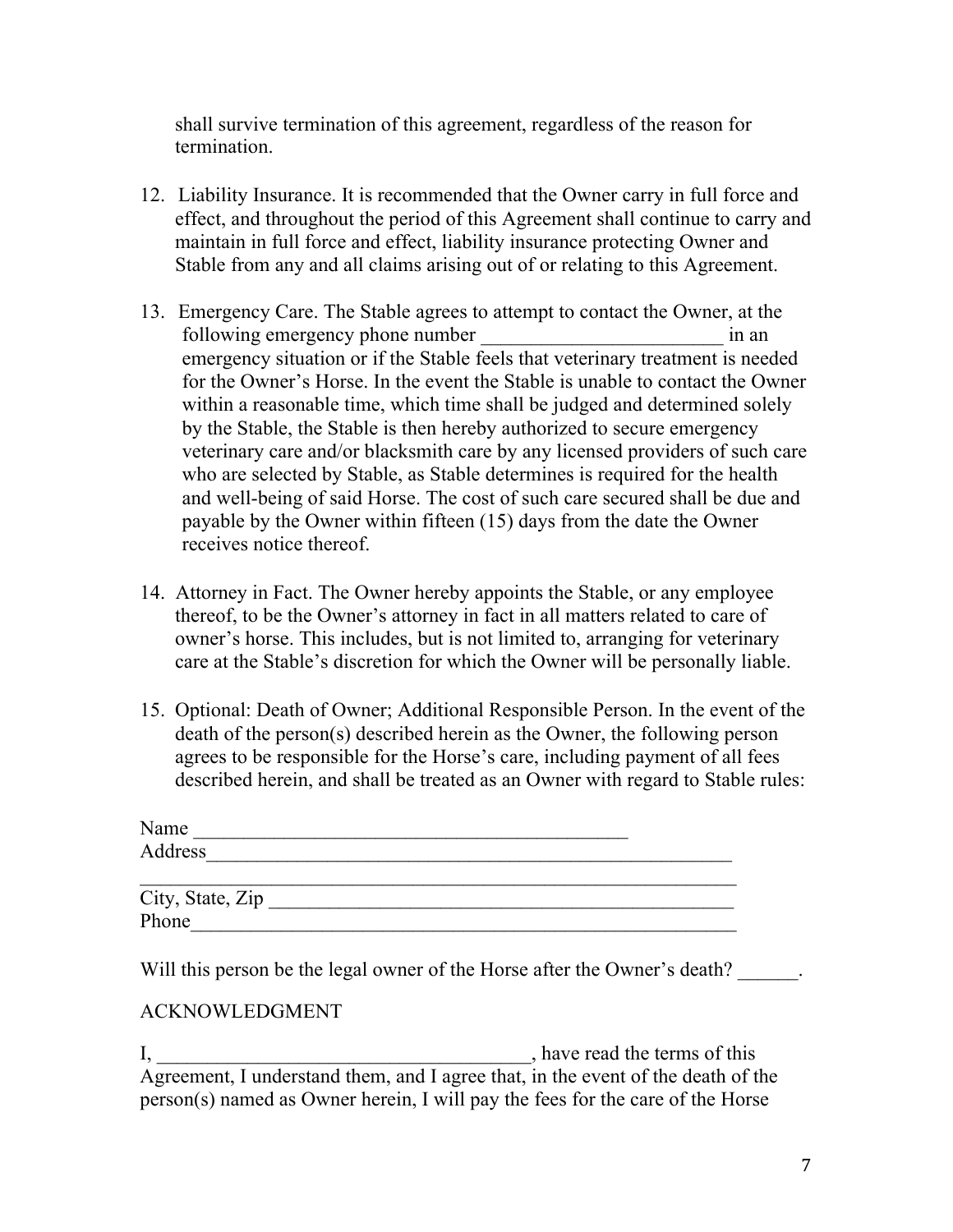shall survive termination of this agreement, regardless of the reason for termination.

12. Liability Insurance. It is recommended that the Owner carry in full force and effect, and throughout the period of this Agreement shall continue to carry and maintain in full force and effect, liability insurance protecting Owner and Stable from any and all claims arising out of or relating to this Agreement.

13. Emergency Care. The Stable agrees to attempt to contact the Owner, at the following emergency phone number ________________________ in an emergency situation or if the Stable feels that veterinary treatment is needed for the Owner's Horse. In the event the Stable is unable to contact the Owner within a reasonable time, which time shall be judged and determined solely by the Stable, the Stable is then hereby authorized to secure emergency veterinary care and/or blacksmith care by any licensed providers of such care who are selected by Stable, as Stable determines is required for the health and well-being of said Horse. The cost of such care secured shall be due and payable by the Owner within fifteen (15) days from the date the Owner receives notice thereof.

14. Attorney in Fact. The Owner hereby appoints the Stable, or any employee thereof, to be the Owner's attorney in fact in all matters related to care of owner's horse. This includes, but is not limited to, arranging for veterinary care at the Stable's discretion for which the Owner will be personally liable.

15. Optional: Death of Owner; Additional Responsible Person. In the event of the death of the person(s) described herein as the Owner, the following person agrees to be responsible for the Horse's care, including payment of all fees described herein, and shall be treated as an Owner with regard to Stable rules:

Name ____________________________________________
Address__________________________________________________________
__________________________________________________________________
City, State, Zip _________________________________________________
Phone_____________________________________________________________

Will this person be the legal owner of the Horse after the Owner's death? ______.

ACKNOWLEDGMENT

I, _____________________________________, have read the terms of this Agreement, I understand them, and I agree that, in the event of the death of the person(s) named as Owner herein, I will pay the fees for the care of the Horse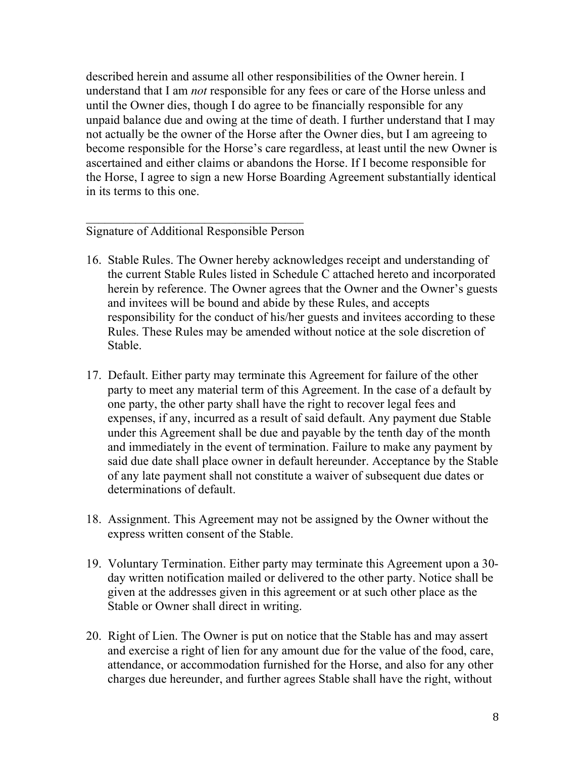described herein and assume all other responsibilities of the Owner herein. I understand that I am *not* responsible for any fees or care of the Horse unless and until the Owner dies, though I do agree to be financially responsible for any unpaid balance due and owing at the time of death. I further understand that I may not actually be the owner of the Horse after the Owner dies, but I am agreeing to become responsible for the Horse's care regardless, at least until the new Owner is ascertained and either claims or abandons the Horse. If I become responsible for the Horse, I agree to sign a new Horse Boarding Agreement substantially identical in its terms to this one.

____________________________________
Signature of Additional Responsible Person

16. Stable Rules. The Owner hereby acknowledges receipt and understanding of the current Stable Rules listed in Schedule C attached hereto and incorporated herein by reference. The Owner agrees that the Owner and the Owner's guests and invitees will be bound and abide by these Rules, and accepts responsibility for the conduct of his/her guests and invitees according to these Rules. These Rules may be amended without notice at the sole discretion of Stable.

17. Default. Either party may terminate this Agreement for failure of the other party to meet any material term of this Agreement. In the case of a default by one party, the other party shall have the right to recover legal fees and expenses, if any, incurred as a result of said default. Any payment due Stable under this Agreement shall be due and payable by the tenth day of the month and immediately in the event of termination. Failure to make any payment by said due date shall place owner in default hereunder. Acceptance by the Stable of any late payment shall not constitute a waiver of subsequent due dates or determinations of default.

18. Assignment. This Agreement may not be assigned by the Owner without the express written consent of the Stable.

19. Voluntary Termination. Either party may terminate this Agreement upon a 30-day written notification mailed or delivered to the other party. Notice shall be given at the addresses given in this agreement or at such other place as the Stable or Owner shall direct in writing.

20. Right of Lien. The Owner is put on notice that the Stable has and may assert and exercise a right of lien for any amount due for the value of the food, care, attendance, or accommodation furnished for the Horse, and also for any other charges due hereunder, and further agrees Stable shall have the right, without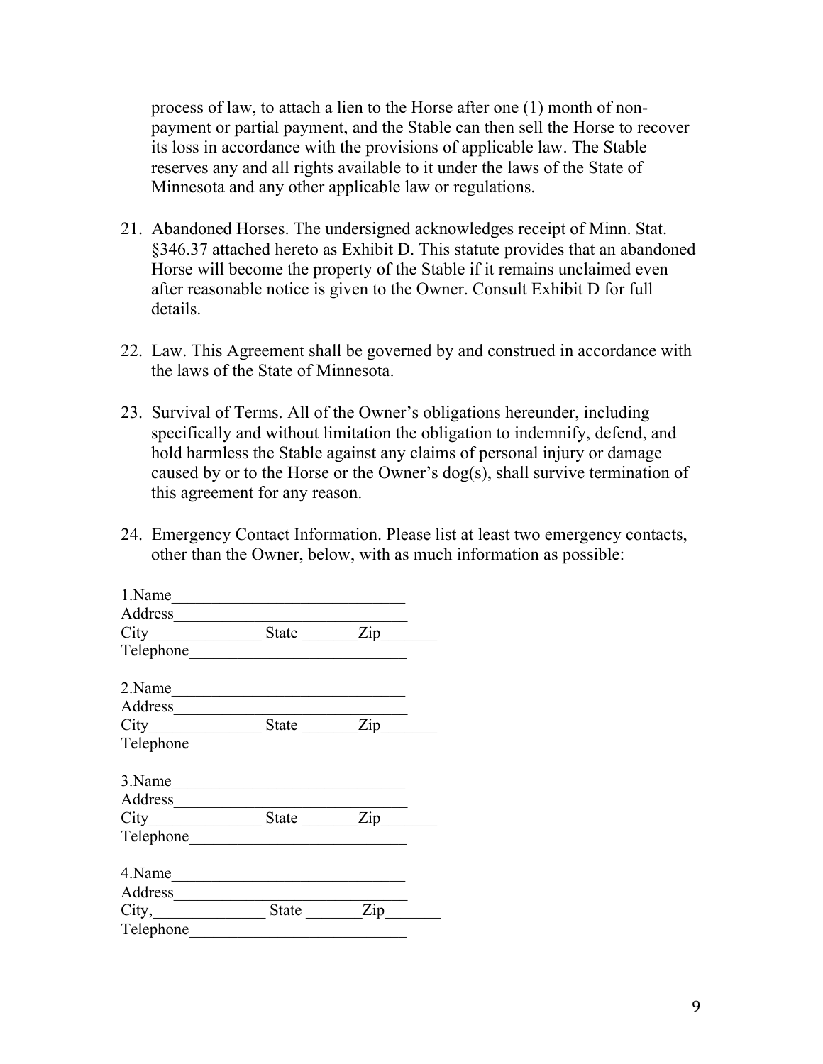process of law, to attach a lien to the Horse after one (1) month of non-payment or partial payment, and the Stable can then sell the Horse to recover its loss in accordance with the provisions of applicable law. The Stable reserves any and all rights available to it under the laws of the State of Minnesota and any other applicable law or regulations.

21. Abandoned Horses. The undersigned acknowledges receipt of Minn. Stat. §346.37 attached hereto as Exhibit D. This statute provides that an abandoned Horse will become the property of the Stable if it remains unclaimed even after reasonable notice is given to the Owner. Consult Exhibit D for full details.

22. Law. This Agreement shall be governed by and construed in accordance with the laws of the State of Minnesota.

23. Survival of Terms. All of the Owner's obligations hereunder, including specifically and without limitation the obligation to indemnify, defend, and hold harmless the Stable against any claims of personal injury or damage caused by or to the Horse or the Owner's dog(s), shall survive termination of this agreement for any reason.

24. Emergency Contact Information. Please list at least two emergency contacts, other than the Owner, below, with as much information as possible:

1.Name_____________________________
Address_____________________________
City______________ State _______Zip_______
Telephone___________________________

2.Name_____________________________
Address_____________________________
City______________ State _______Zip_______
Telephone

3.Name_____________________________
Address_____________________________
City______________ State _______Zip_______
Telephone___________________________

4.Name_____________________________
Address_____________________________
City,______________ State _______Zip_______
Telephone___________________________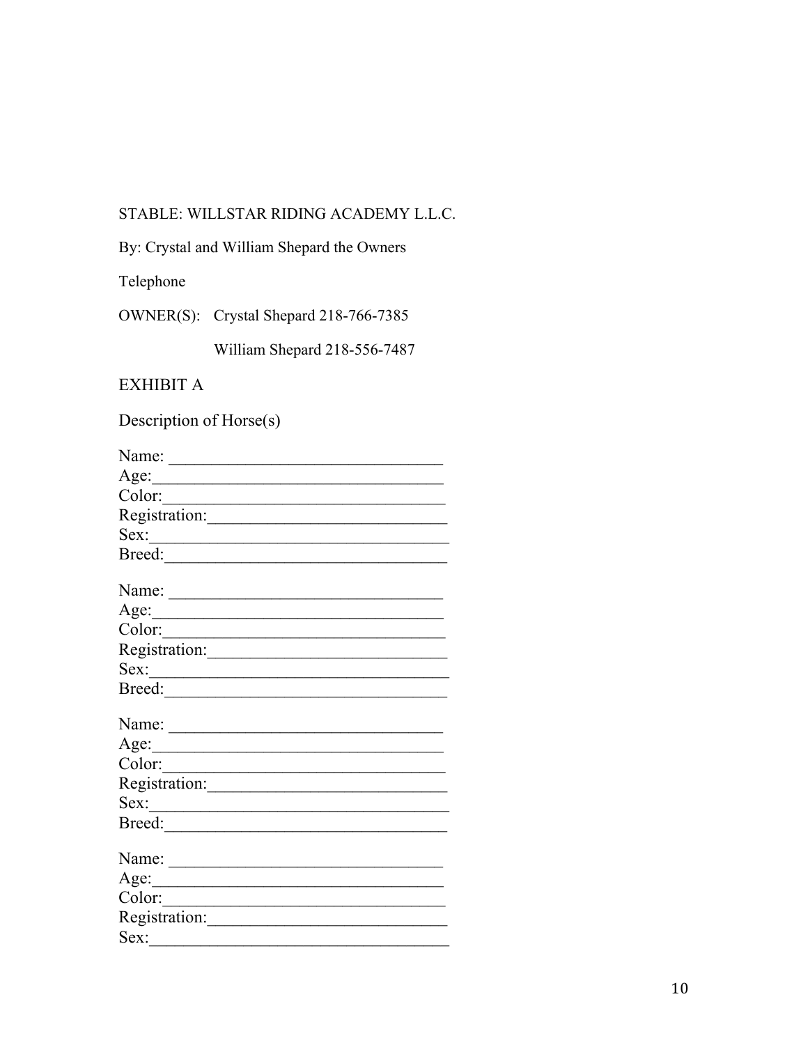STABLE: WILLSTAR RIDING ACADEMY L.L.C.

By: Crystal and William Shepard the Owners

Telephone

OWNER(S): Crystal Shepard 218-766-7385

William Shepard 218-556-7487

EXHIBIT A

Description of Horse(s)

Name: ________________________________
Age:__________________________________
Color:________________________________
Registration:____________________________
Sex:__________________________________
Breed:________________________________

Name: ________________________________
Age:__________________________________
Color:________________________________
Registration:____________________________
Sex:__________________________________
Breed:________________________________

Name: ________________________________
Age:__________________________________
Color:________________________________
Registration:____________________________
Sex:__________________________________
Breed:________________________________

Name: ________________________________
Age:__________________________________
Color:________________________________
Registration:____________________________
Sex:__________________________________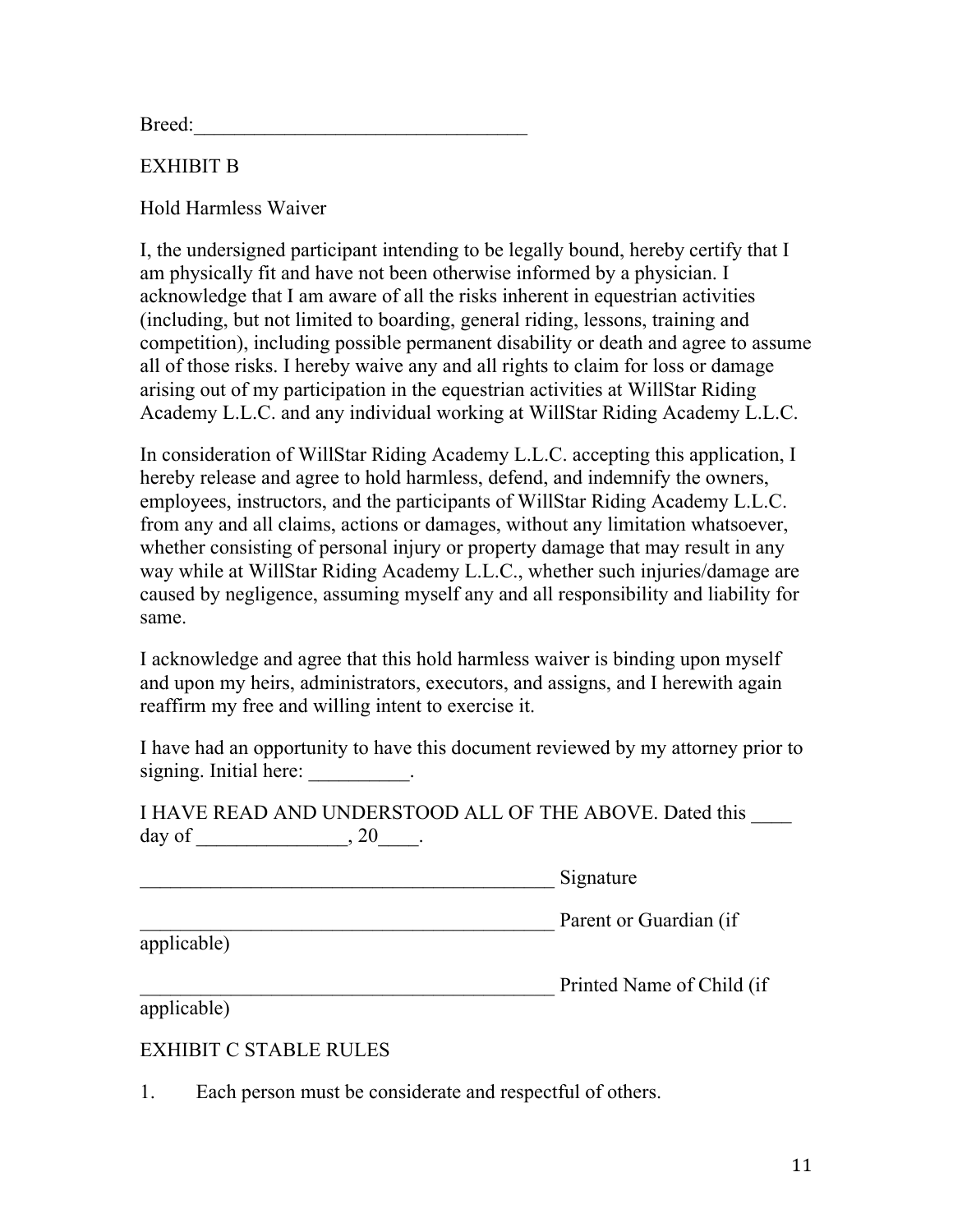Breed:_________________________________

EXHIBIT B

Hold Harmless Waiver

I, the undersigned participant intending to be legally bound, hereby certify that I am physically fit and have not been otherwise informed by a physician. I acknowledge that I am aware of all the risks inherent in equestrian activities (including, but not limited to boarding, general riding, lessons, training and competition), including possible permanent disability or death and agree to assume all of those risks. I hereby waive any and all rights to claim for loss or damage arising out of my participation in the equestrian activities at WillStar Riding Academy L.L.C. and any individual working at WillStar Riding Academy L.L.C.

In consideration of WillStar Riding Academy L.L.C. accepting this application, I hereby release and agree to hold harmless, defend, and indemnify the owners, employees, instructors, and the participants of WillStar Riding Academy L.L.C. from any and all claims, actions or damages, without any limitation whatsoever, whether consisting of personal injury or property damage that may result in any way while at WillStar Riding Academy L.L.C., whether such injuries/damage are caused by negligence, assuming myself any and all responsibility and liability for same.

I acknowledge and agree that this hold harmless waiver is binding upon myself and upon my heirs, administrators, executors, and assigns, and I herewith again reaffirm my free and willing intent to exercise it.

I have had an opportunity to have this document reviewed by my attorney prior to signing. Initial here: __________.

I HAVE READ AND UNDERSTOOD ALL OF THE ABOVE. Dated this ____ day of _______________, 20____.

_________________________________________ Signature

_________________________________________ Parent or Guardian (if applicable)

_________________________________________ Printed Name of Child (if applicable)

EXHIBIT C STABLE RULES

1. Each person must be considerate and respectful of others.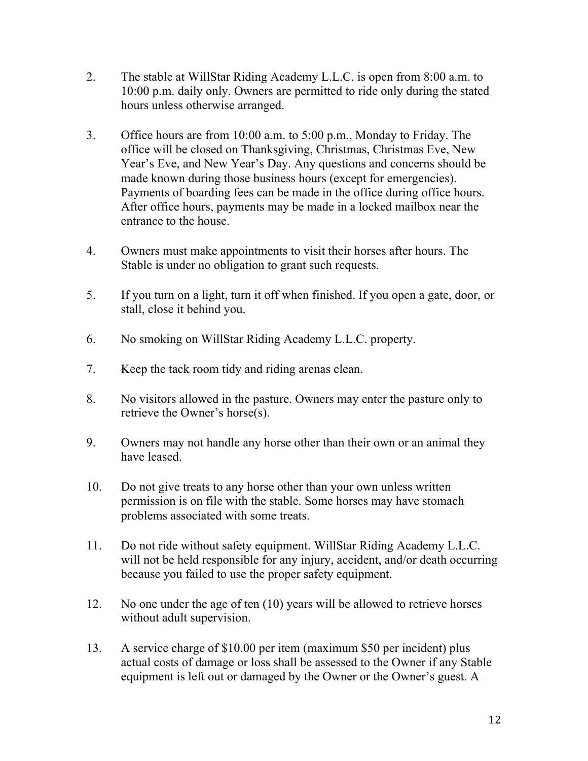2. The stable at WillStar Riding Academy L.L.C. is open from 8:00 a.m. to 10:00 p.m. daily only. Owners are permitted to ride only during the stated hours unless otherwise arranged.

3. Office hours are from 10:00 a.m. to 5:00 p.m., Monday to Friday. The office will be closed on Thanksgiving, Christmas, Christmas Eve, New Year's Eve, and New Year's Day. Any questions and concerns should be made known during those business hours (except for emergencies). Payments of boarding fees can be made in the office during office hours. After office hours, payments may be made in a locked mailbox near the entrance to the house.

4. Owners must make appointments to visit their horses after hours. The Stable is under no obligation to grant such requests.

5. If you turn on a light, turn it off when finished. If you open a gate, door, or stall, close it behind you.

6. No smoking on WillStar Riding Academy L.L.C. property.

7. Keep the tack room tidy and riding arenas clean.

8. No visitors allowed in the pasture. Owners may enter the pasture only to retrieve the Owner's horse(s).

9. Owners may not handle any horse other than their own or an animal they have leased.

10. Do not give treats to any horse other than your own unless written permission is on file with the stable. Some horses may have stomach problems associated with some treats.

11. Do not ride without safety equipment. WillStar Riding Academy L.L.C. will not be held responsible for any injury, accident, and/or death occurring because you failed to use the proper safety equipment.

12. No one under the age of ten (10) years will be allowed to retrieve horses without adult supervision.

13. A service charge of $10.00 per item (maximum $50 per incident) plus actual costs of damage or loss shall be assessed to the Owner if any Stable equipment is left out or damaged by the Owner or the Owner's guest. A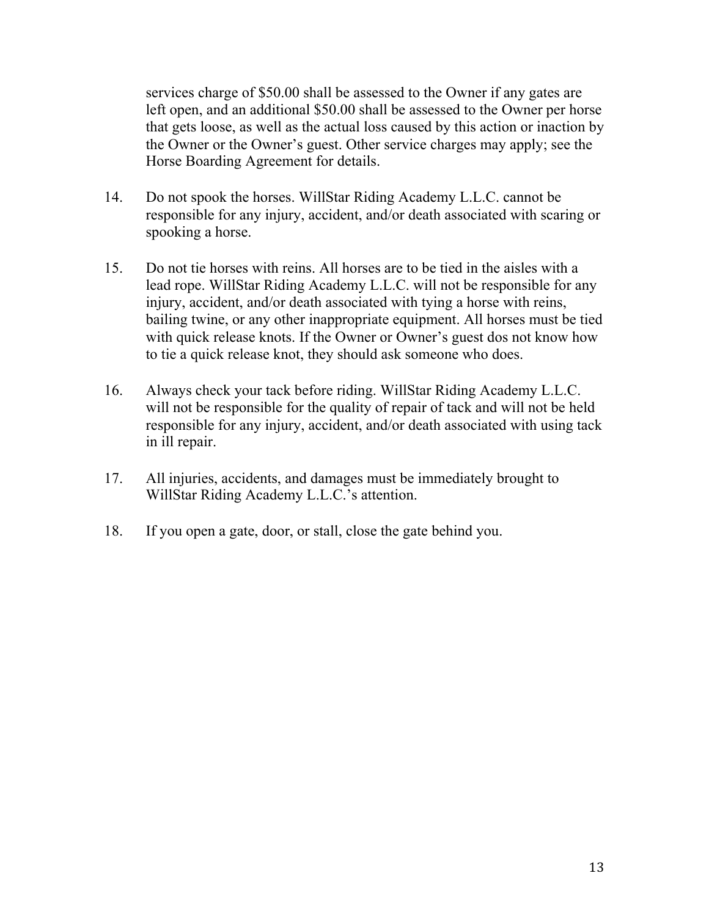services charge of $50.00 shall be assessed to the Owner if any gates are left open, and an additional $50.00 shall be assessed to the Owner per horse that gets loose, as well as the actual loss caused by this action or inaction by the Owner or the Owner's guest. Other service charges may apply; see the Horse Boarding Agreement for details.

14. Do not spook the horses. WillStar Riding Academy L.L.C. cannot be responsible for any injury, accident, and/or death associated with scaring or spooking a horse.

15. Do not tie horses with reins. All horses are to be tied in the aisles with a lead rope. WillStar Riding Academy L.L.C. will not be responsible for any injury, accident, and/or death associated with tying a horse with reins, bailing twine, or any other inappropriate equipment. All horses must be tied with quick release knots. If the Owner or Owner's guest dos not know how to tie a quick release knot, they should ask someone who does.

16. Always check your tack before riding. WillStar Riding Academy L.L.C. will not be responsible for the quality of repair of tack and will not be held responsible for any injury, accident, and/or death associated with using tack in ill repair.

17. All injuries, accidents, and damages must be immediately brought to WillStar Riding Academy L.L.C.'s attention.

18. If you open a gate, door, or stall, close the gate behind you.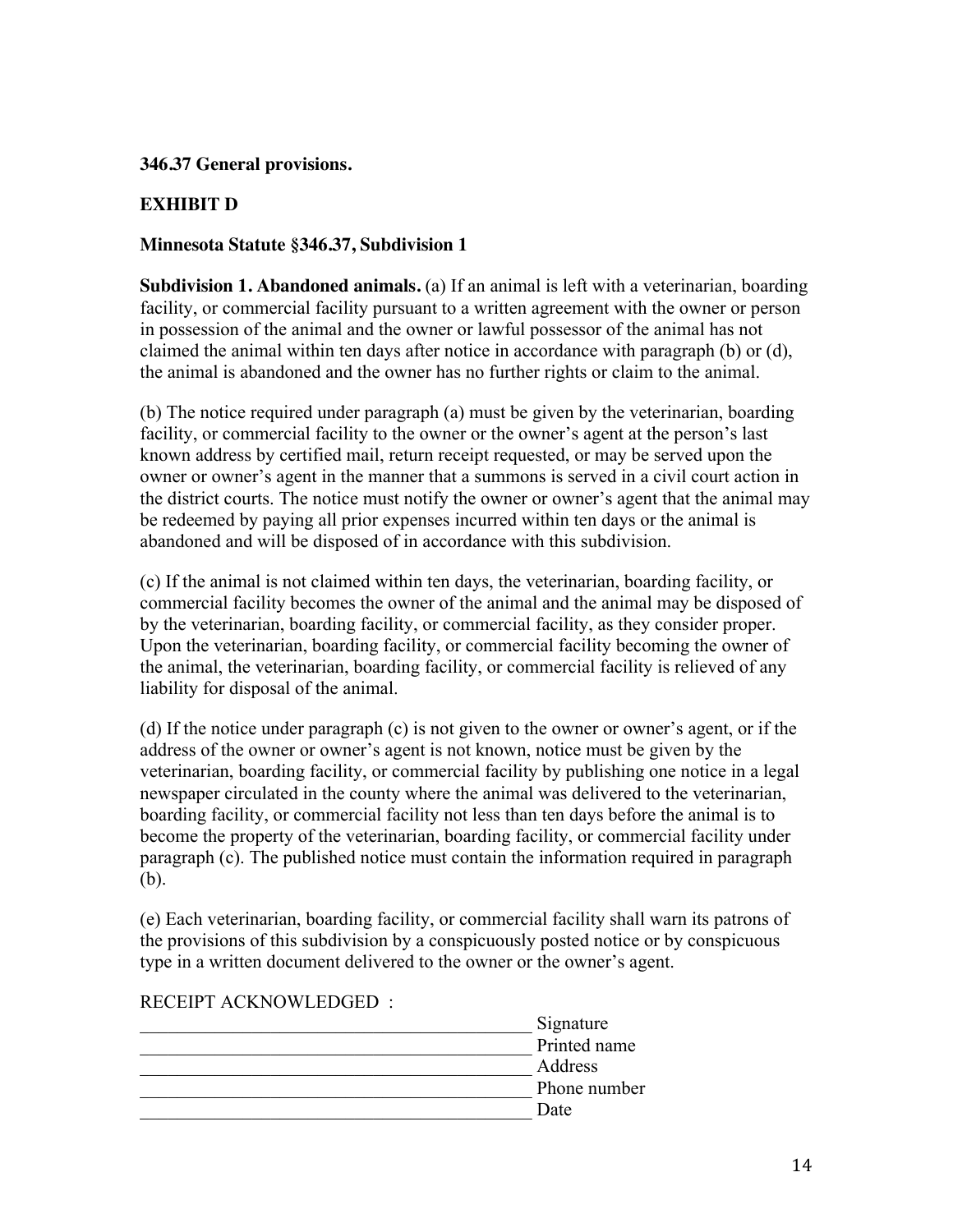**346.37 General provisions.**

**EXHIBIT D**

**Minnesota Statute §346.37, Subdivision 1**

**Subdivision 1. Abandoned animals.** (a) If an animal is left with a veterinarian, boarding facility, or commercial facility pursuant to a written agreement with the owner or person in possession of the animal and the owner or lawful possessor of the animal has not claimed the animal within ten days after notice in accordance with paragraph (b) or (d), the animal is abandoned and the owner has no further rights or claim to the animal.

(b) The notice required under paragraph (a) must be given by the veterinarian, boarding facility, or commercial facility to the owner or the owner's agent at the person's last known address by certified mail, return receipt requested, or may be served upon the owner or owner's agent in the manner that a summons is served in a civil court action in the district courts. The notice must notify the owner or owner's agent that the animal may be redeemed by paying all prior expenses incurred within ten days or the animal is abandoned and will be disposed of in accordance with this subdivision.

(c) If the animal is not claimed within ten days, the veterinarian, boarding facility, or commercial facility becomes the owner of the animal and the animal may be disposed of by the veterinarian, boarding facility, or commercial facility, as they consider proper. Upon the veterinarian, boarding facility, or commercial facility becoming the owner of the animal, the veterinarian, boarding facility, or commercial facility is relieved of any liability for disposal of the animal.

(d) If the notice under paragraph (c) is not given to the owner or owner's agent, or if the address of the owner or owner's agent is not known, notice must be given by the veterinarian, boarding facility, or commercial facility by publishing one notice in a legal newspaper circulated in the county where the animal was delivered to the veterinarian, boarding facility, or commercial facility not less than ten days before the animal is to become the property of the veterinarian, boarding facility, or commercial facility under paragraph (c). The published notice must contain the information required in paragraph (b).

(e) Each veterinarian, boarding facility, or commercial facility shall warn its patrons of the provisions of this subdivision by a conspicuously posted notice or by conspicuous type in a written document delivered to the owner or the owner's agent.

RECEIPT ACKNOWLEDGED :

\_\_\_\_\_\_\_\_\_\_\_\_\_\_\_\_\_\_\_\_\_\_\_\_\_\_\_\_\_\_\_\_\_\_\_\_\_\_\_\_ Signature

\_\_\_\_\_\_\_\_\_\_\_\_\_\_\_\_\_\_\_\_\_\_\_\_\_\_\_\_\_\_\_\_\_\_\_\_\_\_\_\_ Printed name

\_\_\_\_\_\_\_\_\_\_\_\_\_\_\_\_\_\_\_\_\_\_\_\_\_\_\_\_\_\_\_\_\_\_\_\_\_\_\_\_ Address

\_\_\_\_\_\_\_\_\_\_\_\_\_\_\_\_\_\_\_\_\_\_\_\_\_\_\_\_\_\_\_\_\_\_\_\_\_\_\_\_ Phone number

\_\_\_\_\_\_\_\_\_\_\_\_\_\_\_\_\_\_\_\_\_\_\_\_\_\_\_\_\_\_\_\_\_\_\_\_\_\_\_\_ Date